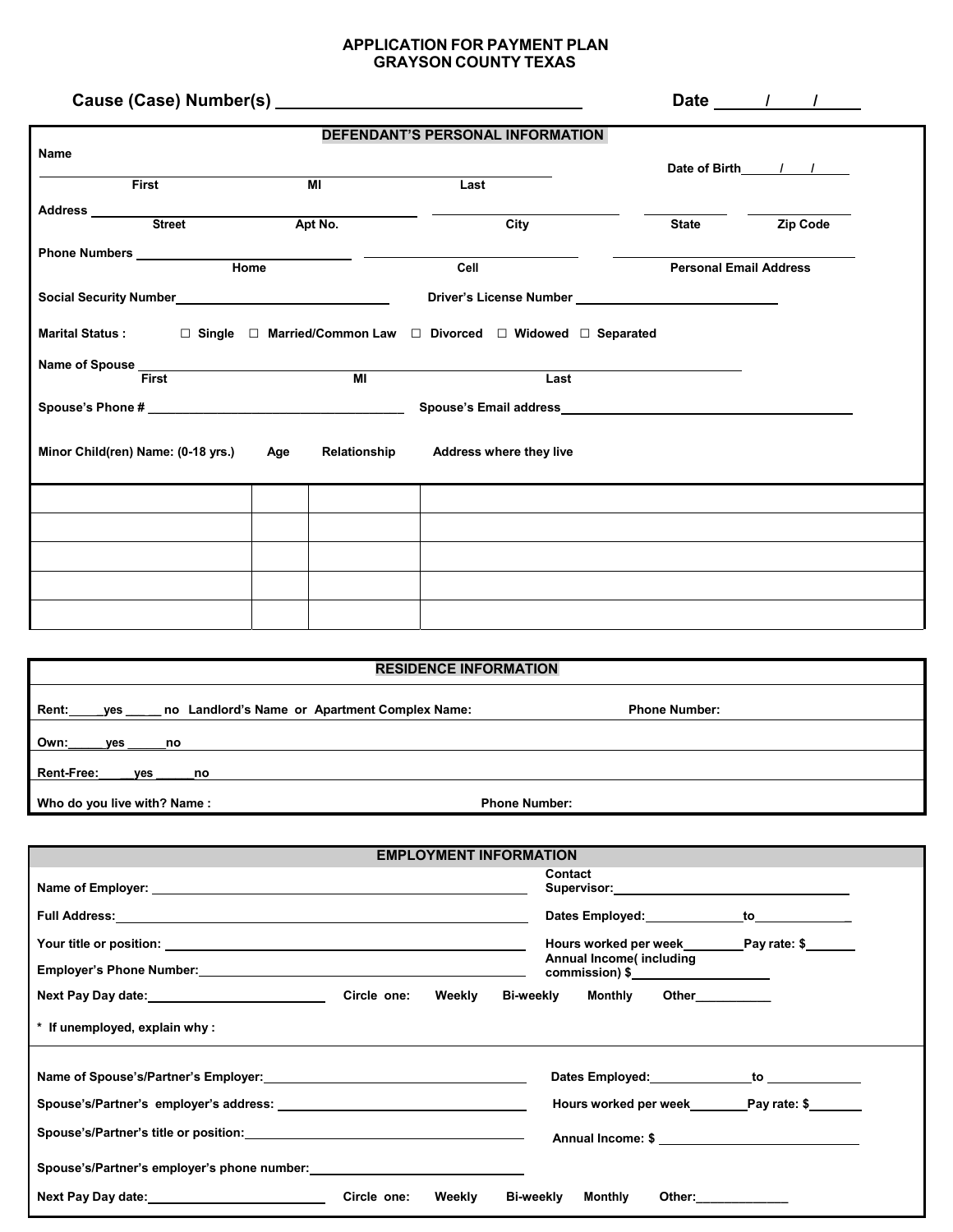# APPLICATION FOR PAYMENT PLAN
# GRAYSON COUNTY TEXAS

**Cause (Case) Number(s)** ______________________________ **Date** ____/____/____

## DEFENDANT'S PERSONAL INFORMATION

**Name** ______________________________________________ **Date of Birth** ____/____/____
First MI Last

**Address** ______________________ ________ ______________________ __________ __________
Street Apt No. City State Zip Code

**Phone Numbers** ______________________ ______________________ ______________________
Home Cell Personal Email Address

**Social Security Number** ______________________ **Driver's License Number** ______________________

**Marital Status :** ☐ Single ☐ Married/Common Law ☐ Divorced ☐ Widowed ☐ Separated

**Name of Spouse** ______________________________________________
First MI Last

**Spouse's Phone #** ______________________ **Spouse's Email address** ______________________

| Minor Child(ren) Name: (0-18 yrs.) | Age | Relationship | Address where they live |
|---|---|---|---|
| | | | |
| | | | |
| | | | |
| | | | |
| | | | |

## RESIDENCE INFORMATION

**Rent:** _____yes _____ no **Landlord's Name or Apartment Complex Name:** **Phone Number:**

**Own:** _____yes _____no

**Rent-Free:** _____yes _____no

**Who do you live with? Name :** **Phone Number:**

## EMPLOYMENT INFORMATION

**Name of Employer:** ______________________ **Contact Supervisor:** ______________________

**Full Address:** ______________________ **Dates Employed:** __________ **to** __________

**Your title or position:** ______________________ **Hours worked per week** ________ **Pay rate: $** ________

**Employer's Phone Number:** ______________________ **Annual Income( including commission) $** ________

**Next Pay Day date:** ______________ **Circle one:** Weekly Bi-weekly Monthly Other__________

**\* If unemployed, explain why :**

**Name of Spouse's/Partner's Employer:** ______________________ **Dates Employed:** __________ **to** __________

**Spouse's/Partner's employer's address:** ______________________ **Hours worked per week** ________ **Pay rate: $** ________

**Spouse's/Partner's title or position:** ______________________ **Annual Income: $** ______________________

**Spouse's/Partner's employer's phone number:** ______________________

**Next Pay Day date:** ______________ **Circle one:** Weekly Bi-weekly Monthly Other:____________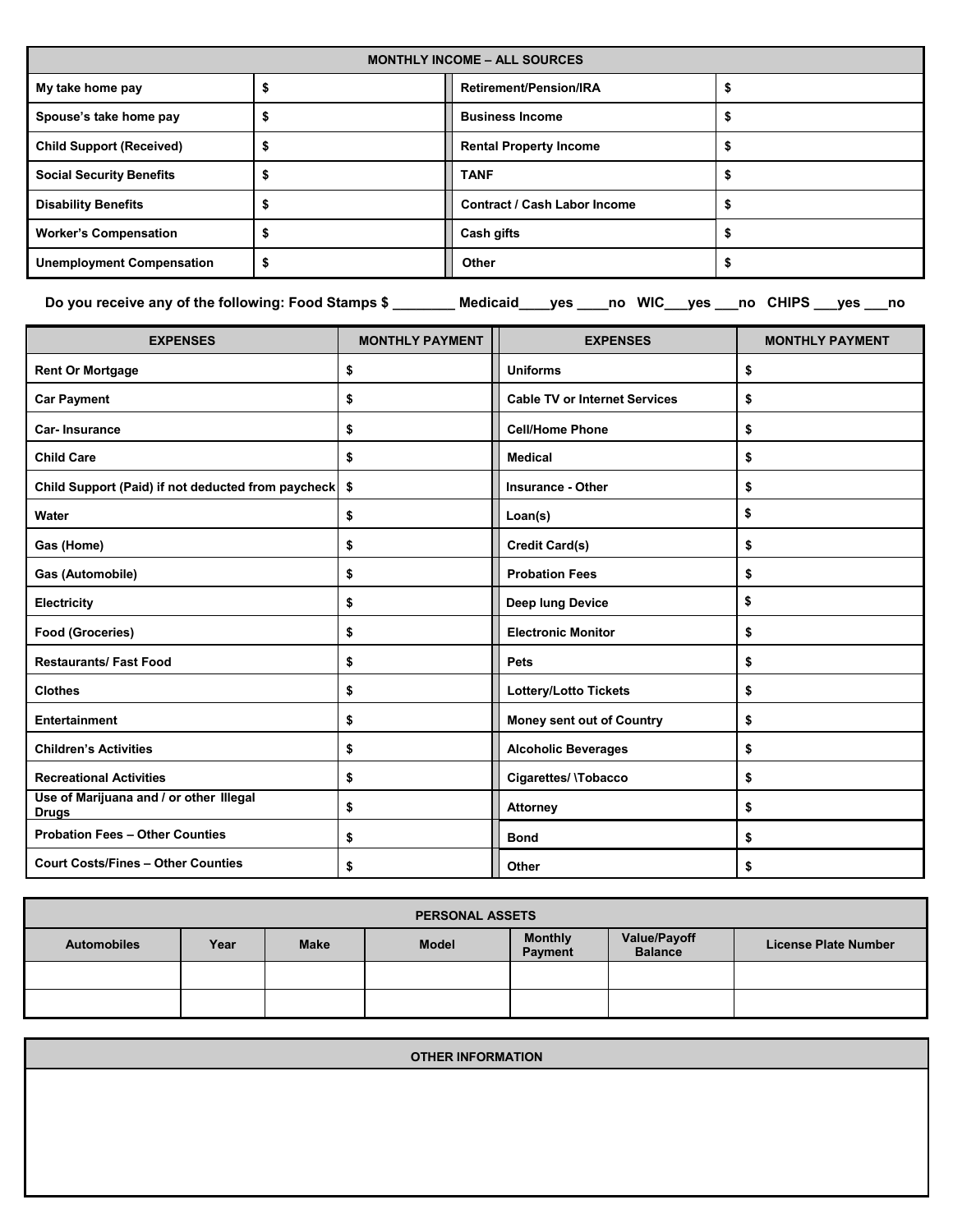| MONTHLY INCOME – ALL SOURCES | | | |
|---|---|---|---|
| My take home pay | $ | Retirement/Pension/IRA | $ |
| Spouse's take home pay | $ | Business Income | $ |
| Child Support (Received) | $ | Rental Property Income | $ |
| Social Security Benefits | $ | TANF | $ |
| Disability Benefits | $ | Contract / Cash Labor Income | $ |
| Worker's Compensation | $ | Cash gifts | $ |
| Unemployment Compensation | $ | Other | $ |

**Do you receive any of the following: Food Stamps $ ________ Medicaid____yes ____no WIC___yes ___no CHIPS ___yes ___no**

| EXPENSES | MONTHLY PAYMENT | EXPENSES | MONTHLY PAYMENT |
|---|---|---|---|
| Rent Or Mortgage | $ | Uniforms | $ |
| Car Payment | $ | Cable TV or Internet Services | $ |
| Car- Insurance | $ | Cell/Home Phone | $ |
| Child Care | $ | Medical | $ |
| Child Support (Paid) if not deducted from paycheck | $ | Insurance - Other | $ |
| Water | $ | Loan(s) | $ |
| Gas (Home) | $ | Credit Card(s) | $ |
| Gas (Automobile) | $ | Probation Fees | $ |
| Electricity | $ | Deep lung Device | $ |
| Food (Groceries) | $ | Electronic Monitor | $ |
| Restaurants/ Fast Food | $ | Pets | $ |
| Clothes | $ | Lottery/Lotto Tickets | $ |
| Entertainment | $ | Money sent out of Country | $ |
| Children's Activities | $ | Alcoholic Beverages | $ |
| Recreational Activities | $ | Cigarettes/ \Tobacco | $ |
| Use of Marijuana and / or other Illegal Drugs | $ | Attorney | $ |
| Probation Fees – Other Counties | $ | Bond | $ |
| Court Costs/Fines – Other Counties | $ | Other | $ |

| PERSONAL ASSETS | | | | | | |
|---|---|---|---|---|---|---|
| Automobiles | Year | Make | Model | Monthly Payment | Value/Payoff Balance | License Plate Number |
| | | | | | | |
| | | | | | | |

| OTHER INFORMATION |
|---|
| |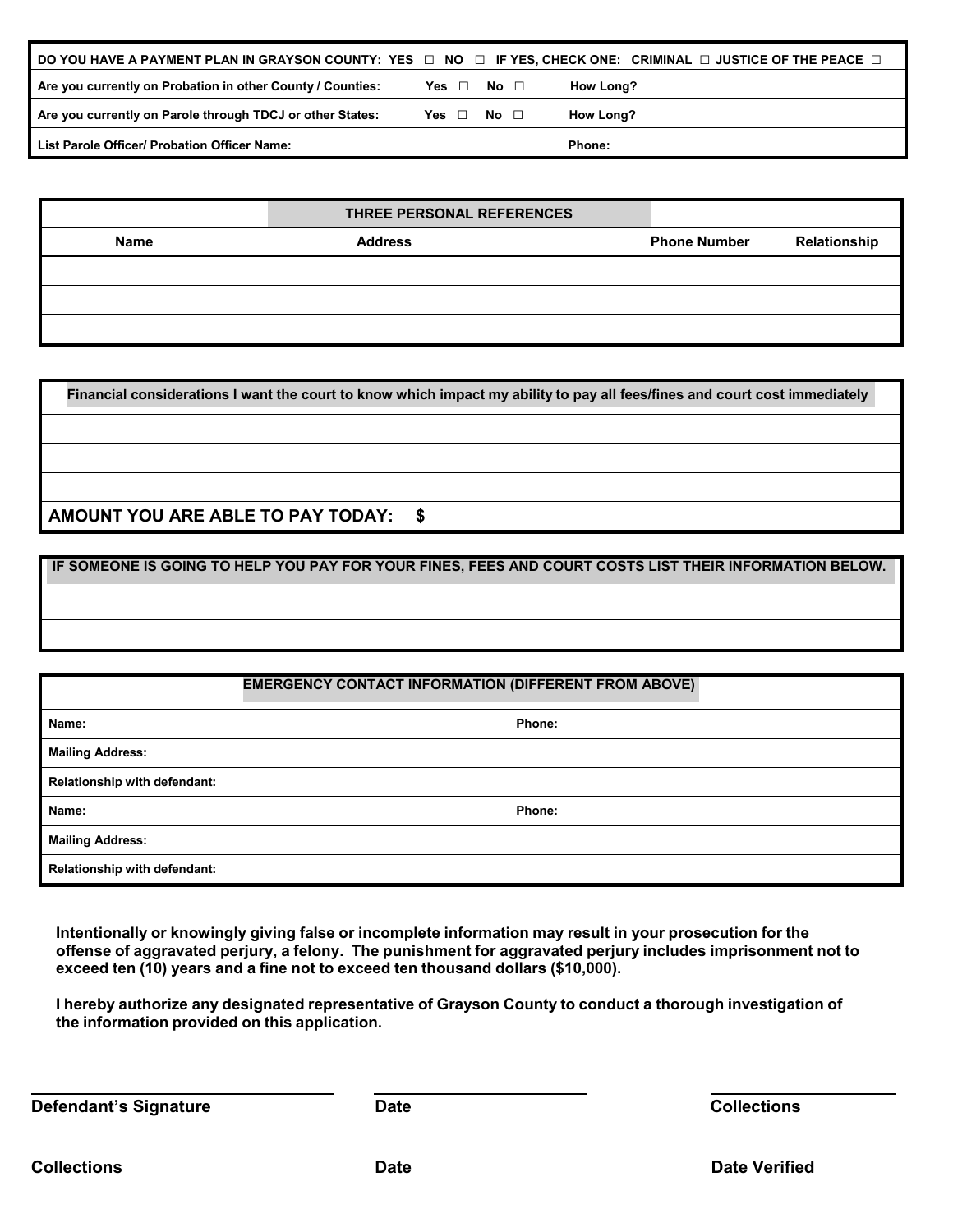| | | | |
|---|---|---|---|
| **DO YOU HAVE A PAYMENT PLAN IN GRAYSON COUNTY: YES ☐ NO ☐ IF YES, CHECK ONE: CRIMINAL ☐ JUSTICE OF THE PEACE ☐** | | | |
| **Are you currently on Probation in other County / Counties:** | **Yes ☐ No ☐** | **How Long?** | |
| **Are you currently on Parole through TDCJ or other States:** | **Yes ☐ No ☐** | **How Long?** | |
| **List Parole Officer/ Probation Officer Name:** | | **Phone:** | |

| | **THREE PERSONAL REFERENCES** | | |
|---|---|---|---|
| **Name** | **Address** | **Phone Number** | **Relationship** |
| | | | |
| | | | |
| | | | |

| |
|---|
| **Financial considerations I want the court to know which impact my ability to pay all fees/fines and court cost immediately** |
| |
| |
| |
| **AMOUNT YOU ARE ABLE TO PAY TODAY: $** |

| |
|---|
| **IF SOMEONE IS GOING TO HELP YOU PAY FOR YOUR FINES, FEES AND COURT COSTS LIST THEIR INFORMATION BELOW.** |
| |
| |

| | |
|---|---|
| **EMERGENCY CONTACT INFORMATION (DIFFERENT FROM ABOVE)** | |
| **Name:** | **Phone:** |
| **Mailing Address:** | |
| **Relationship with defendant:** | |
| **Name:** | **Phone:** |
| **Mailing Address:** | |
| **Relationship with defendant:** | |

**Intentionally or knowingly giving false or incomplete information may result in your prosecution for the offense of aggravated perjury, a felony. The punishment for aggravated perjury includes imprisonment not to exceed ten (10) years and a fine not to exceed ten thousand dollars ($10,000).**

**I hereby authorize any designated representative of Grayson County to conduct a thorough investigation of the information provided on this application.**

**Defendant's Signature** _______________ **Date** _______________ **Collections** _______________

**Collections** _______________ **Date** _______________ **Date Verified** _______________